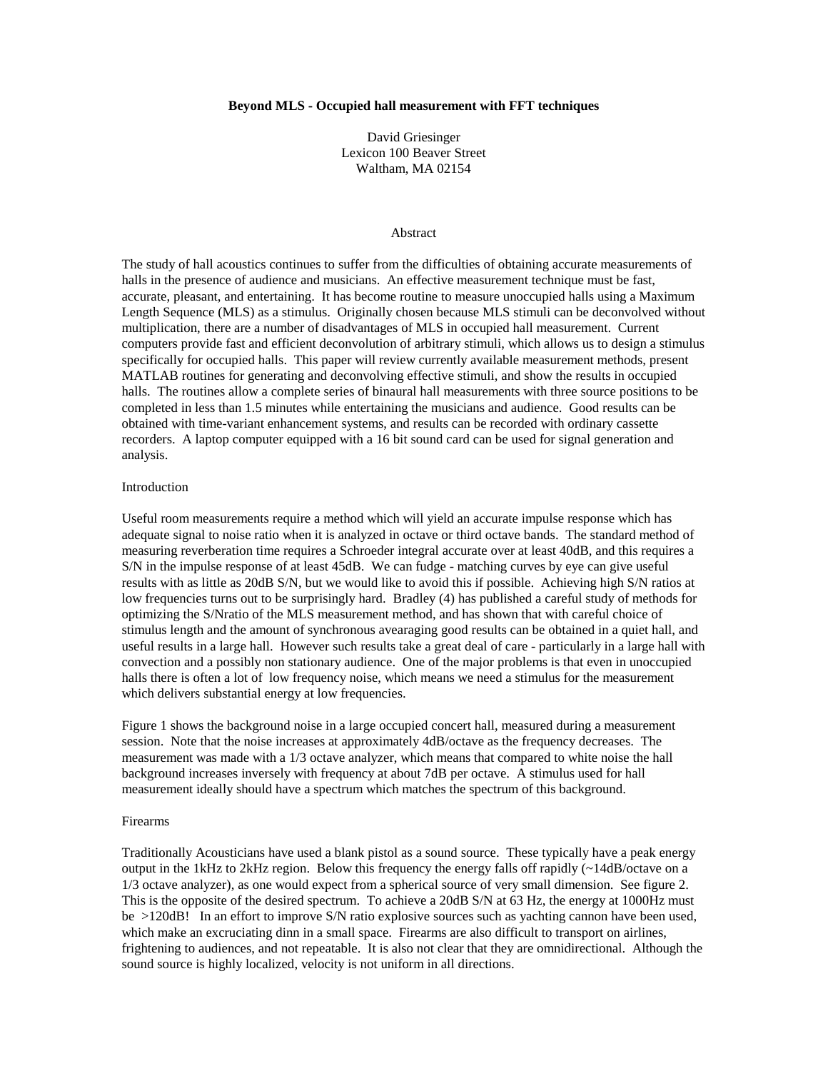# Beyond MLS - Occupied hall measurement with FFT techniques

David Griesinger
Lexicon 100 Beaver Street
Waltham, MA 02154

## Abstract

The study of hall acoustics continues to suffer from the difficulties of obtaining accurate measurements of halls in the presence of audience and musicians. An effective measurement technique must be fast, accurate, pleasant, and entertaining. It has become routine to measure unoccupied halls using a Maximum Length Sequence (MLS) as a stimulus. Originally chosen because MLS stimuli can be deconvolved without multiplication, there are a number of disadvantages of MLS in occupied hall measurement. Current computers provide fast and efficient deconvolution of arbitrary stimuli, which allows us to design a stimulus specifically for occupied halls. This paper will review currently available measurement methods, present MATLAB routines for generating and deconvolving effective stimuli, and show the results in occupied halls. The routines allow a complete series of binaural hall measurements with three source positions to be completed in less than 1.5 minutes while entertaining the musicians and audience. Good results can be obtained with time-variant enhancement systems, and results can be recorded with ordinary cassette recorders. A laptop computer equipped with a 16 bit sound card can be used for signal generation and analysis.

## Introduction

Useful room measurements require a method which will yield an accurate impulse response which has adequate signal to noise ratio when it is analyzed in octave or third octave bands. The standard method of measuring reverberation time requires a Schroeder integral accurate over at least 40dB, and this requires a S/N in the impulse response of at least 45dB. We can fudge - matching curves by eye can give useful results with as little as 20dB S/N, but we would like to avoid this if possible. Achieving high S/N ratios at low frequencies turns out to be surprisingly hard. Bradley (4) has published a careful study of methods for optimizing the S/Nratio of the MLS measurement method, and has shown that with careful choice of stimulus length and the amount of synchronous avearaging good results can be obtained in a quiet hall, and useful results in a large hall. However such results take a great deal of care - particularly in a large hall with convection and a possibly non stationary audience. One of the major problems is that even in unoccupied halls there is often a lot of low frequency noise, which means we need a stimulus for the measurement which delivers substantial energy at low frequencies.

Figure 1 shows the background noise in a large occupied concert hall, measured during a measurement session. Note that the noise increases at approximately 4dB/octave as the frequency decreases. The measurement was made with a 1/3 octave analyzer, which means that compared to white noise the hall background increases inversely with frequency at about 7dB per octave. A stimulus used for hall measurement ideally should have a spectrum which matches the spectrum of this background.

## Firearms

Traditionally Acousticians have used a blank pistol as a sound source. These typically have a peak energy output in the 1kHz to 2kHz region. Below this frequency the energy falls off rapidly (~14dB/octave on a 1/3 octave analyzer), as one would expect from a spherical source of very small dimension. See figure 2. This is the opposite of the desired spectrum. To achieve a 20dB S/N at 63 Hz, the energy at 1000Hz must be >120dB! In an effort to improve S/N ratio explosive sources such as yachting cannon have been used, which make an excruciating dinn in a small space. Firearms are also difficult to transport on airlines, frightening to audiences, and not repeatable. It is also not clear that they are omnidirectional. Although the sound source is highly localized, velocity is not uniform in all directions.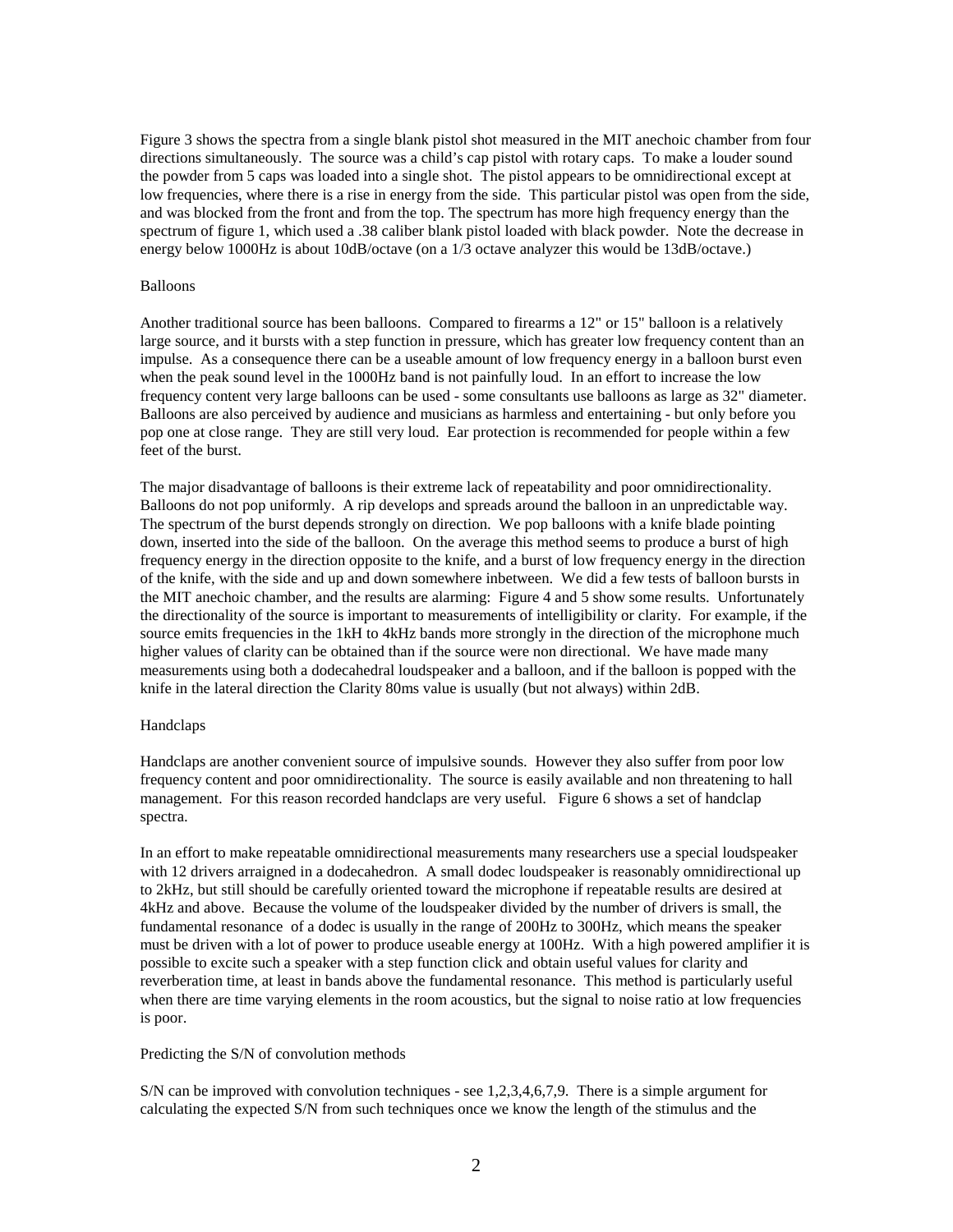Figure 3 shows the spectra from a single blank pistol shot measured in the MIT anechoic chamber from four directions simultaneously. The source was a child's cap pistol with rotary caps. To make a louder sound the powder from 5 caps was loaded into a single shot. The pistol appears to be omnidirectional except at low frequencies, where there is a rise in energy from the side. This particular pistol was open from the side, and was blocked from the front and from the top. The spectrum has more high frequency energy than the spectrum of figure 1, which used a .38 caliber blank pistol loaded with black powder. Note the decrease in energy below 1000Hz is about 10dB/octave (on a 1/3 octave analyzer this would be 13dB/octave.)

## Balloons

Another traditional source has been balloons. Compared to firearms a 12" or 15" balloon is a relatively large source, and it bursts with a step function in pressure, which has greater low frequency content than an impulse. As a consequence there can be a useable amount of low frequency energy in a balloon burst even when the peak sound level in the 1000Hz band is not painfully loud. In an effort to increase the low frequency content very large balloons can be used - some consultants use balloons as large as 32" diameter. Balloons are also perceived by audience and musicians as harmless and entertaining - but only before you pop one at close range. They are still very loud. Ear protection is recommended for people within a few feet of the burst.

The major disadvantage of balloons is their extreme lack of repeatability and poor omnidirectionality. Balloons do not pop uniformly. A rip develops and spreads around the balloon in an unpredictable way. The spectrum of the burst depends strongly on direction. We pop balloons with a knife blade pointing down, inserted into the side of the balloon. On the average this method seems to produce a burst of high frequency energy in the direction opposite to the knife, and a burst of low frequency energy in the direction of the knife, with the side and up and down somewhere inbetween. We did a few tests of balloon bursts in the MIT anechoic chamber, and the results are alarming: Figure 4 and 5 show some results. Unfortunately the directionality of the source is important to measurements of intelligibility or clarity. For example, if the source emits frequencies in the 1kH to 4kHz bands more strongly in the direction of the microphone much higher values of clarity can be obtained than if the source were non directional. We have made many measurements using both a dodecahedral loudspeaker and a balloon, and if the balloon is popped with the knife in the lateral direction the Clarity 80ms value is usually (but not always) within 2dB.

## Handclaps

Handclaps are another convenient source of impulsive sounds. However they also suffer from poor low frequency content and poor omnidirectionality. The source is easily available and non threatening to hall management. For this reason recorded handclaps are very useful. Figure 6 shows a set of handclap spectra.

In an effort to make repeatable omnidirectional measurements many researchers use a special loudspeaker with 12 drivers arraigned in a dodecahedron. A small dodec loudspeaker is reasonably omnidirectional up to 2kHz, but still should be carefully oriented toward the microphone if repeatable results are desired at 4kHz and above. Because the volume of the loudspeaker divided by the number of drivers is small, the fundamental resonance of a dodec is usually in the range of 200Hz to 300Hz, which means the speaker must be driven with a lot of power to produce useable energy at 100Hz. With a high powered amplifier it is possible to excite such a speaker with a step function click and obtain useful values for clarity and reverberation time, at least in bands above the fundamental resonance. This method is particularly useful when there are time varying elements in the room acoustics, but the signal to noise ratio at low frequencies is poor.

## Predicting the S/N of convolution methods

S/N can be improved with convolution techniques - see 1,2,3,4,6,7,9. There is a simple argument for calculating the expected S/N from such techniques once we know the length of the stimulus and the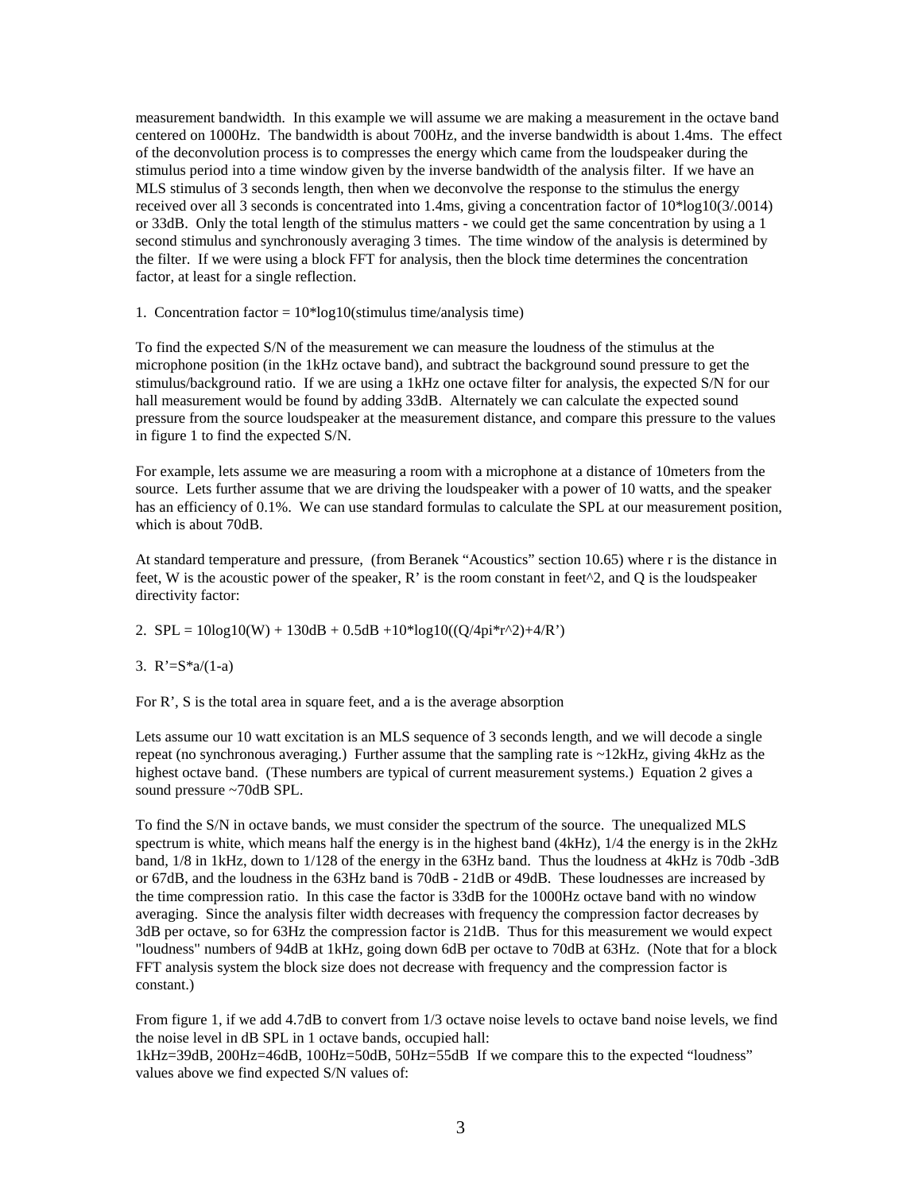measurement bandwidth. In this example we will assume we are making a measurement in the octave band centered on 1000Hz. The bandwidth is about 700Hz, and the inverse bandwidth is about 1.4ms. The effect of the deconvolution process is to compresses the energy which came from the loudspeaker during the stimulus period into a time window given by the inverse bandwidth of the analysis filter. If we have an MLS stimulus of 3 seconds length, then when we deconvolve the response to the stimulus the energy received over all 3 seconds is concentrated into 1.4ms, giving a concentration factor of $10*\log10(3/.0014)$ or 33dB. Only the total length of the stimulus matters - we could get the same concentration by using a 1 second stimulus and synchronously averaging 3 times. The time window of the analysis is determined by the filter. If we were using a block FFT for analysis, then the block time determines the concentration factor, at least for a single reflection.

1. Concentration factor = $10*\log10$(stimulus time/analysis time)

To find the expected S/N of the measurement we can measure the loudness of the stimulus at the microphone position (in the 1kHz octave band), and subtract the background sound pressure to get the stimulus/background ratio. If we are using a 1kHz one octave filter for analysis, the expected S/N for our hall measurement would be found by adding 33dB. Alternately we can calculate the expected sound pressure from the source loudspeaker at the measurement distance, and compare this pressure to the values in figure 1 to find the expected S/N.

For example, lets assume we are measuring a room with a microphone at a distance of 10meters from the source. Lets further assume that we are driving the loudspeaker with a power of 10 watts, and the speaker has an efficiency of 0.1%. We can use standard formulas to calculate the SPL at our measurement position, which is about 70dB.

At standard temperature and pressure, (from Beranek "Acoustics" section 10.65) where r is the distance in feet, W is the acoustic power of the speaker, R' is the room constant in feet^2, and Q is the loudspeaker directivity factor:

2. $SPL = 10\log10(W) + 130dB + 0.5dB + 10*\log10((Q/4\pi*r^2)+4/R')$

3. $R'=S*a/(1-a)$

For R', S is the total area in square feet, and a is the average absorption

Lets assume our 10 watt excitation is an MLS sequence of 3 seconds length, and we will decode a single repeat (no synchronous averaging.) Further assume that the sampling rate is ~12kHz, giving 4kHz as the highest octave band. (These numbers are typical of current measurement systems.) Equation 2 gives a sound pressure ~70dB SPL.

To find the S/N in octave bands, we must consider the spectrum of the source. The unequalized MLS spectrum is white, which means half the energy is in the highest band (4kHz), 1/4 the energy is in the 2kHz band, 1/8 in 1kHz, down to 1/128 of the energy in the 63Hz band. Thus the loudness at 4kHz is 70db -3dB or 67dB, and the loudness in the 63Hz band is 70dB - 21dB or 49dB. These loudnesses are increased by the time compression ratio. In this case the factor is 33dB for the 1000Hz octave band with no window averaging. Since the analysis filter width decreases with frequency the compression factor decreases by 3dB per octave, so for 63Hz the compression factor is 21dB. Thus for this measurement we would expect "loudness" numbers of 94dB at 1kHz, going down 6dB per octave to 70dB at 63Hz. (Note that for a block FFT analysis system the block size does not decrease with frequency and the compression factor is constant.)

From figure 1, if we add 4.7dB to convert from 1/3 octave noise levels to octave band noise levels, we find the noise level in dB SPL in 1 octave bands, occupied hall:
1kHz=39dB, 200Hz=46dB, 100Hz=50dB, 50Hz=55dB If we compare this to the expected "loudness" values above we find expected S/N values of: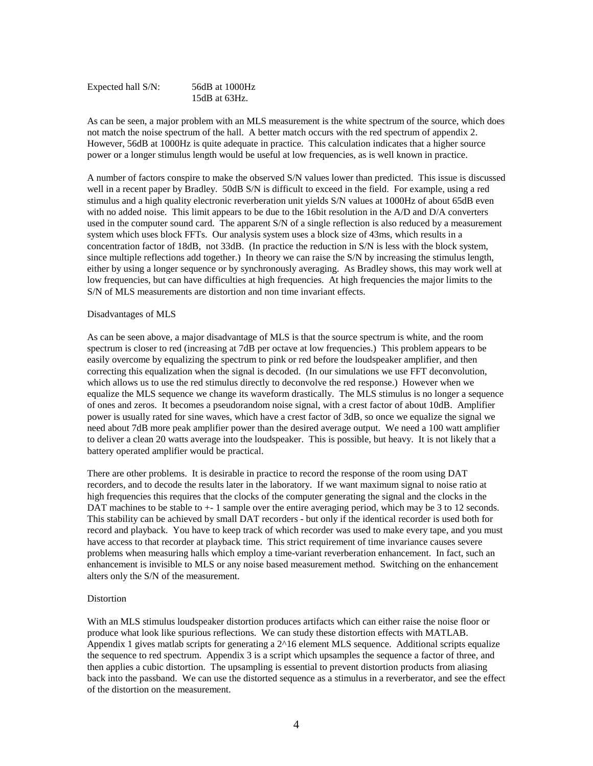Expected hall S/N: 56dB at 1000Hz
15dB at 63Hz.

As can be seen, a major problem with an MLS measurement is the white spectrum of the source, which does not match the noise spectrum of the hall. A better match occurs with the red spectrum of appendix 2. However, 56dB at 1000Hz is quite adequate in practice. This calculation indicates that a higher source power or a longer stimulus length would be useful at low frequencies, as is well known in practice.

A number of factors conspire to make the observed S/N values lower than predicted. This issue is discussed well in a recent paper by Bradley. 50dB S/N is difficult to exceed in the field. For example, using a red stimulus and a high quality electronic reverberation unit yields S/N values at 1000Hz of about 65dB even with no added noise. This limit appears to be due to the 16bit resolution in the A/D and D/A converters used in the computer sound card. The apparent S/N of a single reflection is also reduced by a measurement system which uses block FFTs. Our analysis system uses a block size of 43ms, which results in a concentration factor of 18dB, not 33dB. (In practice the reduction in S/N is less with the block system, since multiple reflections add together.) In theory we can raise the S/N by increasing the stimulus length, either by using a longer sequence or by synchronously averaging. As Bradley shows, this may work well at low frequencies, but can have difficulties at high frequencies. At high frequencies the major limits to the S/N of MLS measurements are distortion and non time invariant effects.

## Disadvantages of MLS

As can be seen above, a major disadvantage of MLS is that the source spectrum is white, and the room spectrum is closer to red (increasing at 7dB per octave at low frequencies.) This problem appears to be easily overcome by equalizing the spectrum to pink or red before the loudspeaker amplifier, and then correcting this equalization when the signal is decoded. (In our simulations we use FFT deconvolution, which allows us to use the red stimulus directly to deconvolve the red response.) However when we equalize the MLS sequence we change its waveform drastically. The MLS stimulus is no longer a sequence of ones and zeros. It becomes a pseudorandom noise signal, with a crest factor of about 10dB. Amplifier power is usually rated for sine waves, which have a crest factor of 3dB, so once we equalize the signal we need about 7dB more peak amplifier power than the desired average output. We need a 100 watt amplifier to deliver a clean 20 watts average into the loudspeaker. This is possible, but heavy. It is not likely that a battery operated amplifier would be practical.

There are other problems. It is desirable in practice to record the response of the room using DAT recorders, and to decode the results later in the laboratory. If we want maximum signal to noise ratio at high frequencies this requires that the clocks of the computer generating the signal and the clocks in the DAT machines to be stable to +- 1 sample over the entire averaging period, which may be 3 to 12 seconds. This stability can be achieved by small DAT recorders - but only if the identical recorder is used both for record and playback. You have to keep track of which recorder was used to make every tape, and you must have access to that recorder at playback time. This strict requirement of time invariance causes severe problems when measuring halls which employ a time-variant reverberation enhancement. In fact, such an enhancement is invisible to MLS or any noise based measurement method. Switching on the enhancement alters only the S/N of the measurement.

## Distortion

With an MLS stimulus loudspeaker distortion produces artifacts which can either raise the noise floor or produce what look like spurious reflections. We can study these distortion effects with MATLAB. Appendix 1 gives matlab scripts for generating a $2^{16}$ element MLS sequence. Additional scripts equalize the sequence to red spectrum. Appendix 3 is a script which upsamples the sequence a factor of three, and then applies a cubic distortion. The upsampling is essential to prevent distortion products from aliasing back into the passband. We can use the distorted sequence as a stimulus in a reverberator, and see the effect of the distortion on the measurement.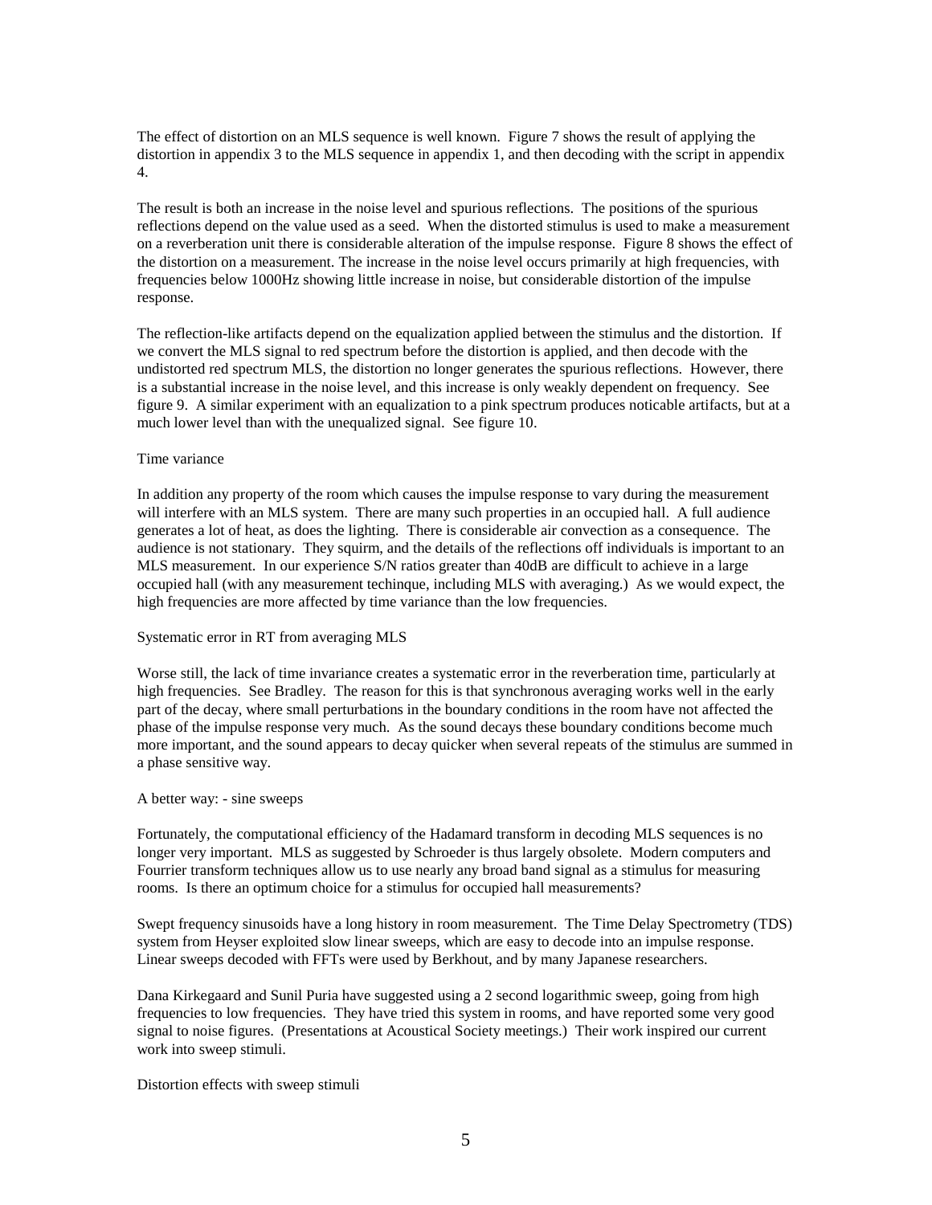The effect of distortion on an MLS sequence is well known. Figure 7 shows the result of applying the distortion in appendix 3 to the MLS sequence in appendix 1, and then decoding with the script in appendix 4.

The result is both an increase in the noise level and spurious reflections. The positions of the spurious reflections depend on the value used as a seed. When the distorted stimulus is used to make a measurement on a reverberation unit there is considerable alteration of the impulse response. Figure 8 shows the effect of the distortion on a measurement. The increase in the noise level occurs primarily at high frequencies, with frequencies below 1000Hz showing little increase in noise, but considerable distortion of the impulse response.

The reflection-like artifacts depend on the equalization applied between the stimulus and the distortion. If we convert the MLS signal to red spectrum before the distortion is applied, and then decode with the undistorted red spectrum MLS, the distortion no longer generates the spurious reflections. However, there is a substantial increase in the noise level, and this increase is only weakly dependent on frequency. See figure 9. A similar experiment with an equalization to a pink spectrum produces noticable artifacts, but at a much lower level than with the unequalized signal. See figure 10.

## Time variance

In addition any property of the room which causes the impulse response to vary during the measurement will interfere with an MLS system. There are many such properties in an occupied hall. A full audience generates a lot of heat, as does the lighting. There is considerable air convection as a consequence. The audience is not stationary. They squirm, and the details of the reflections off individuals is important to an MLS measurement. In our experience S/N ratios greater than 40dB are difficult to achieve in a large occupied hall (with any measurement techinque, including MLS with averaging.) As we would expect, the high frequencies are more affected by time variance than the low frequencies.

## Systematic error in RT from averaging MLS

Worse still, the lack of time invariance creates a systematic error in the reverberation time, particularly at high frequencies. See Bradley. The reason for this is that synchronous averaging works well in the early part of the decay, where small perturbations in the boundary conditions in the room have not affected the phase of the impulse response very much. As the sound decays these boundary conditions become much more important, and the sound appears to decay quicker when several repeats of the stimulus are summed in a phase sensitive way.

## A better way: - sine sweeps

Fortunately, the computational efficiency of the Hadamard transform in decoding MLS sequences is no longer very important. MLS as suggested by Schroeder is thus largely obsolete. Modern computers and Fourrier transform techniques allow us to use nearly any broad band signal as a stimulus for measuring rooms. Is there an optimum choice for a stimulus for occupied hall measurements?

Swept frequency sinusoids have a long history in room measurement. The Time Delay Spectrometry (TDS) system from Heyser exploited slow linear sweeps, which are easy to decode into an impulse response. Linear sweeps decoded with FFTs were used by Berkhout, and by many Japanese researchers.

Dana Kirkegaard and Sunil Puria have suggested using a 2 second logarithmic sweep, going from high frequencies to low frequencies. They have tried this system in rooms, and have reported some very good signal to noise figures. (Presentations at Acoustical Society meetings.) Their work inspired our current work into sweep stimuli.

## Distortion effects with sweep stimuli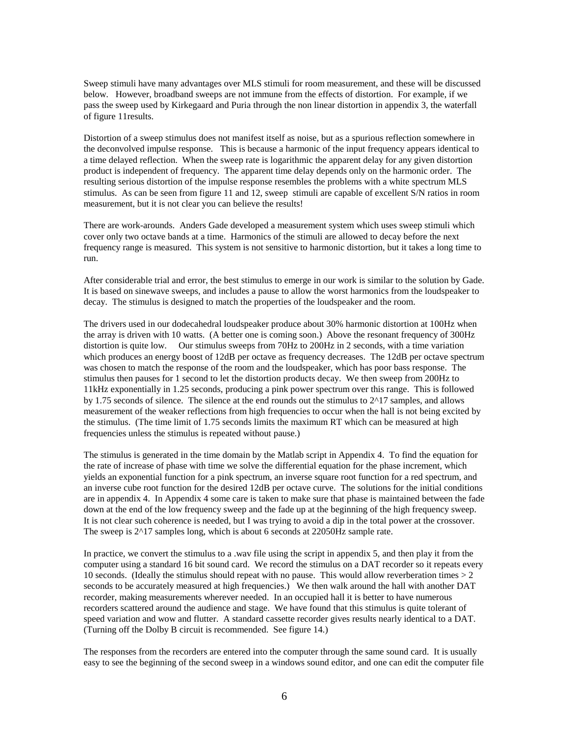Sweep stimuli have many advantages over MLS stimuli for room measurement, and these will be discussed below. However, broadband sweeps are not immune from the effects of distortion. For example, if we pass the sweep used by Kirkegaard and Puria through the non linear distortion in appendix 3, the waterfall of figure 11results.

Distortion of a sweep stimulus does not manifest itself as noise, but as a spurious reflection somewhere in the deconvolved impulse response. This is because a harmonic of the input frequency appears identical to a time delayed reflection. When the sweep rate is logarithmic the apparent delay for any given distortion product is independent of frequency. The apparent time delay depends only on the harmonic order. The resulting serious distortion of the impulse response resembles the problems with a white spectrum MLS stimulus. As can be seen from figure 11 and 12, sweep stimuli are capable of excellent S/N ratios in room measurement, but it is not clear you can believe the results!

There are work-arounds. Anders Gade developed a measurement system which uses sweep stimuli which cover only two octave bands at a time. Harmonics of the stimuli are allowed to decay before the next frequency range is measured. This system is not sensitive to harmonic distortion, but it takes a long time to run.

After considerable trial and error, the best stimulus to emerge in our work is similar to the solution by Gade. It is based on sinewave sweeps, and includes a pause to allow the worst harmonics from the loudspeaker to decay. The stimulus is designed to match the properties of the loudspeaker and the room.

The drivers used in our dodecahedral loudspeaker produce about 30% harmonic distortion at 100Hz when the array is driven with 10 watts. (A better one is coming soon.) Above the resonant frequency of 300Hz distortion is quite low. Our stimulus sweeps from 70Hz to 200Hz in 2 seconds, with a time variation which produces an energy boost of 12dB per octave as frequency decreases. The 12dB per octave spectrum was chosen to match the response of the room and the loudspeaker, which has poor bass response. The stimulus then pauses for 1 second to let the distortion products decay. We then sweep from 200Hz to 11kHz exponentially in 1.25 seconds, producing a pink power spectrum over this range. This is followed by 1.75 seconds of silence. The silence at the end rounds out the stimulus to $2^{17}$ samples, and allows measurement of the weaker reflections from high frequencies to occur when the hall is not being excited by the stimulus. (The time limit of 1.75 seconds limits the maximum RT which can be measured at high frequencies unless the stimulus is repeated without pause.)

The stimulus is generated in the time domain by the Matlab script in Appendix 4. To find the equation for the rate of increase of phase with time we solve the differential equation for the phase increment, which yields an exponential function for a pink spectrum, an inverse square root function for a red spectrum, and an inverse cube root function for the desired 12dB per octave curve. The solutions for the initial conditions are in appendix 4. In Appendix 4 some care is taken to make sure that phase is maintained between the fade down at the end of the low frequency sweep and the fade up at the beginning of the high frequency sweep. It is not clear such coherence is needed, but I was trying to avoid a dip in the total power at the crossover. The sweep is $2^{17}$ samples long, which is about 6 seconds at 22050Hz sample rate.

In practice, we convert the stimulus to a .wav file using the script in appendix 5, and then play it from the computer using a standard 16 bit sound card. We record the stimulus on a DAT recorder so it repeats every 10 seconds. (Ideally the stimulus should repeat with no pause. This would allow reverberation times > 2 seconds to be accurately measured at high frequencies.) We then walk around the hall with another DAT recorder, making measurements wherever needed. In an occupied hall it is better to have numerous recorders scattered around the audience and stage. We have found that this stimulus is quite tolerant of speed variation and wow and flutter. A standard cassette recorder gives results nearly identical to a DAT. (Turning off the Dolby B circuit is recommended. See figure 14.)

The responses from the recorders are entered into the computer through the same sound card. It is usually easy to see the beginning of the second sweep in a windows sound editor, and one can edit the computer file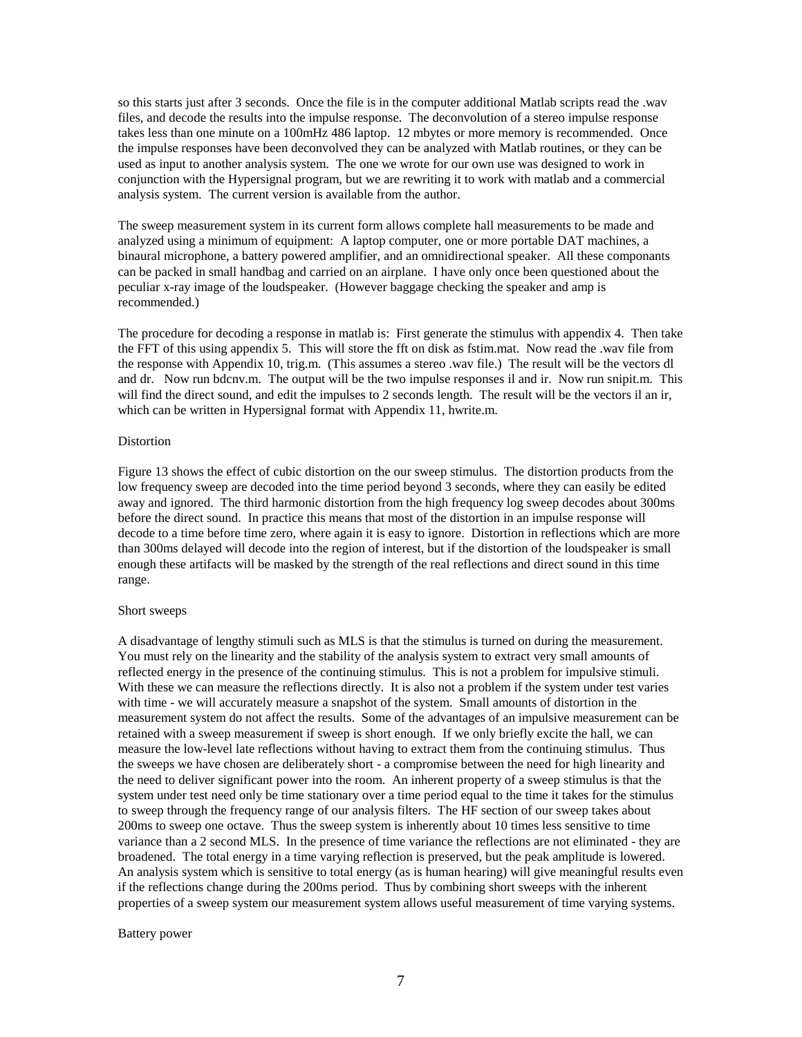so this starts just after 3 seconds. Once the file is in the computer additional Matlab scripts read the .wav files, and decode the results into the impulse response. The deconvolution of a stereo impulse response takes less than one minute on a 100mHz 486 laptop. 12 mbytes or more memory is recommended. Once the impulse responses have been deconvolved they can be analyzed with Matlab routines, or they can be used as input to another analysis system. The one we wrote for our own use was designed to work in conjunction with the Hypersignal program, but we are rewriting it to work with matlab and a commercial analysis system. The current version is available from the author.

The sweep measurement system in its current form allows complete hall measurements to be made and analyzed using a minimum of equipment: A laptop computer, one or more portable DAT machines, a binaural microphone, a battery powered amplifier, and an omnidirectional speaker. All these componants can be packed in small handbag and carried on an airplane. I have only once been questioned about the peculiar x-ray image of the loudspeaker. (However baggage checking the speaker and amp is recommended.)

The procedure for decoding a response in matlab is: First generate the stimulus with appendix 4. Then take the FFT of this using appendix 5. This will store the fft on disk as fstim.mat. Now read the .wav file from the response with Appendix 10, trig.m. (This assumes a stereo .wav file.) The result will be the vectors dl and dr. Now run bdcnv.m. The output will be the two impulse responses il and ir. Now run snipit.m. This will find the direct sound, and edit the impulses to 2 seconds length. The result will be the vectors il an ir, which can be written in Hypersignal format with Appendix 11, hwrite.m.

## Distortion

Figure 13 shows the effect of cubic distortion on the our sweep stimulus. The distortion products from the low frequency sweep are decoded into the time period beyond 3 seconds, where they can easily be edited away and ignored. The third harmonic distortion from the high frequency log sweep decodes about 300ms before the direct sound. In practice this means that most of the distortion in an impulse response will decode to a time before time zero, where again it is easy to ignore. Distortion in reflections which are more than 300ms delayed will decode into the region of interest, but if the distortion of the loudspeaker is small enough these artifacts will be masked by the strength of the real reflections and direct sound in this time range.

## Short sweeps

A disadvantage of lengthy stimuli such as MLS is that the stimulus is turned on during the measurement. You must rely on the linearity and the stability of the analysis system to extract very small amounts of reflected energy in the presence of the continuing stimulus. This is not a problem for impulsive stimuli. With these we can measure the reflections directly. It is also not a problem if the system under test varies with time - we will accurately measure a snapshot of the system. Small amounts of distortion in the measurement system do not affect the results. Some of the advantages of an impulsive measurement can be retained with a sweep measurement if sweep is short enough. If we only briefly excite the hall, we can measure the low-level late reflections without having to extract them from the continuing stimulus. Thus the sweeps we have chosen are deliberately short - a compromise between the need for high linearity and the need to deliver significant power into the room. An inherent property of a sweep stimulus is that the system under test need only be time stationary over a time period equal to the time it takes for the stimulus to sweep through the frequency range of our analysis filters. The HF section of our sweep takes about 200ms to sweep one octave. Thus the sweep system is inherently about 10 times less sensitive to time variance than a 2 second MLS. In the presence of time variance the reflections are not eliminated - they are broadened. The total energy in a time varying reflection is preserved, but the peak amplitude is lowered. An analysis system which is sensitive to total energy (as is human hearing) will give meaningful results even if the reflections change during the 200ms period. Thus by combining short sweeps with the inherent properties of a sweep system our measurement system allows useful measurement of time varying systems.

## Battery power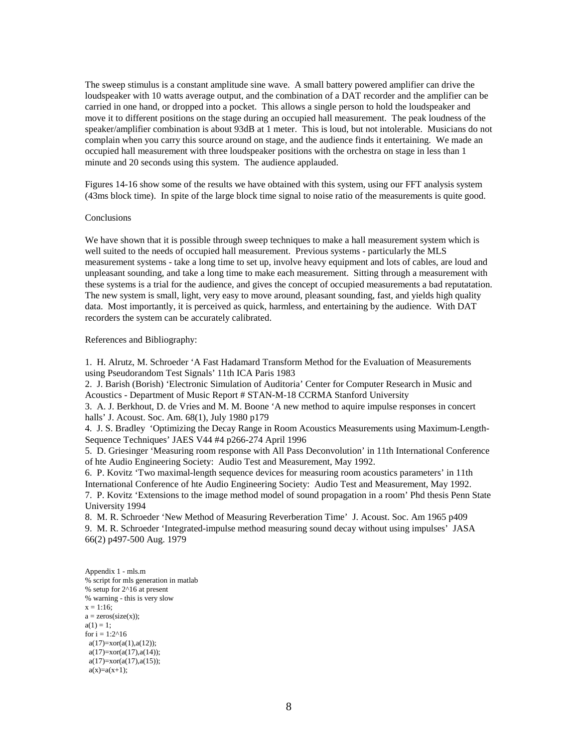The sweep stimulus is a constant amplitude sine wave. A small battery powered amplifier can drive the loudspeaker with 10 watts average output, and the combination of a DAT recorder and the amplifier can be carried in one hand, or dropped into a pocket. This allows a single person to hold the loudspeaker and move it to different positions on the stage during an occupied hall measurement. The peak loudness of the speaker/amplifier combination is about 93dB at 1 meter. This is loud, but not intolerable. Musicians do not complain when you carry this source around on stage, and the audience finds it entertaining. We made an occupied hall measurement with three loudspeaker positions with the orchestra on stage in less than 1 minute and 20 seconds using this system. The audience applauded.

Figures 14-16 show some of the results we have obtained with this system, using our FFT analysis system (43ms block time). In spite of the large block time signal to noise ratio of the measurements is quite good.

## Conclusions

We have shown that it is possible through sweep techniques to make a hall measurement system which is well suited to the needs of occupied hall measurement. Previous systems - particularly the MLS measurement systems - take a long time to set up, involve heavy equipment and lots of cables, are loud and unpleasant sounding, and take a long time to make each measurement. Sitting through a measurement with these systems is a trial for the audience, and gives the concept of occupied measurements a bad reputatation. The new system is small, light, very easy to move around, pleasant sounding, fast, and yields high quality data. Most importantly, it is perceived as quick, harmless, and entertaining by the audience. With DAT recorders the system can be accurately calibrated.

## References and Bibliography:

1. H. Alrutz, M. Schroeder 'A Fast Hadamard Transform Method for the Evaluation of Measurements using Pseudorandom Test Signals' 11th ICA Paris 1983
2. J. Barish (Borish) 'Electronic Simulation of Auditoria' Center for Computer Research in Music and Acoustics - Department of Music Report # STAN-M-18 CCRMA Stanford University
3. A. J. Berkhout, D. de Vries and M. M. Boone 'A new method to aquire impulse responses in concert halls' J. Acoust. Soc. Am. 68(1), July 1980 p179
4. J. S. Bradley 'Optimizing the Decay Range in Room Acoustics Measurements using Maximum-Length-Sequence Techniques' JAES V44 #4 p266-274 April 1996
5. D. Griesinger 'Measuring room response with All Pass Deconvolution' in 11th International Conference of hte Audio Engineering Society: Audio Test and Measurement, May 1992.
6. P. Kovitz 'Two maximal-length sequence devices for measuring room acoustics parameters' in 11th International Conference of hte Audio Engineering Society: Audio Test and Measurement, May 1992.
7. P. Kovitz 'Extensions to the image method model of sound propagation in a room' Phd thesis Penn State University 1994
8. M. R. Schroeder 'New Method of Measuring Reverberation Time' J. Acoust. Soc. Am 1965 p409
9. M. R. Schroeder 'Integrated-impulse method measuring sound decay without using impulses' JASA 66(2) p497-500 Aug. 1979

Appendix 1 - mls.m

```
% script for mls generation in matlab
% setup for 2^16 at present
% warning - this is very slow
x = 1:16;
a = zeros(size(x));
a(1) = 1;
for i = 1:2^16
  a(17)=xor(a(1),a(12));
  a(17)=xor(a(17),a(14));
  a(17)=xor(a(17),a(15));
  a(x)=a(x+1);
```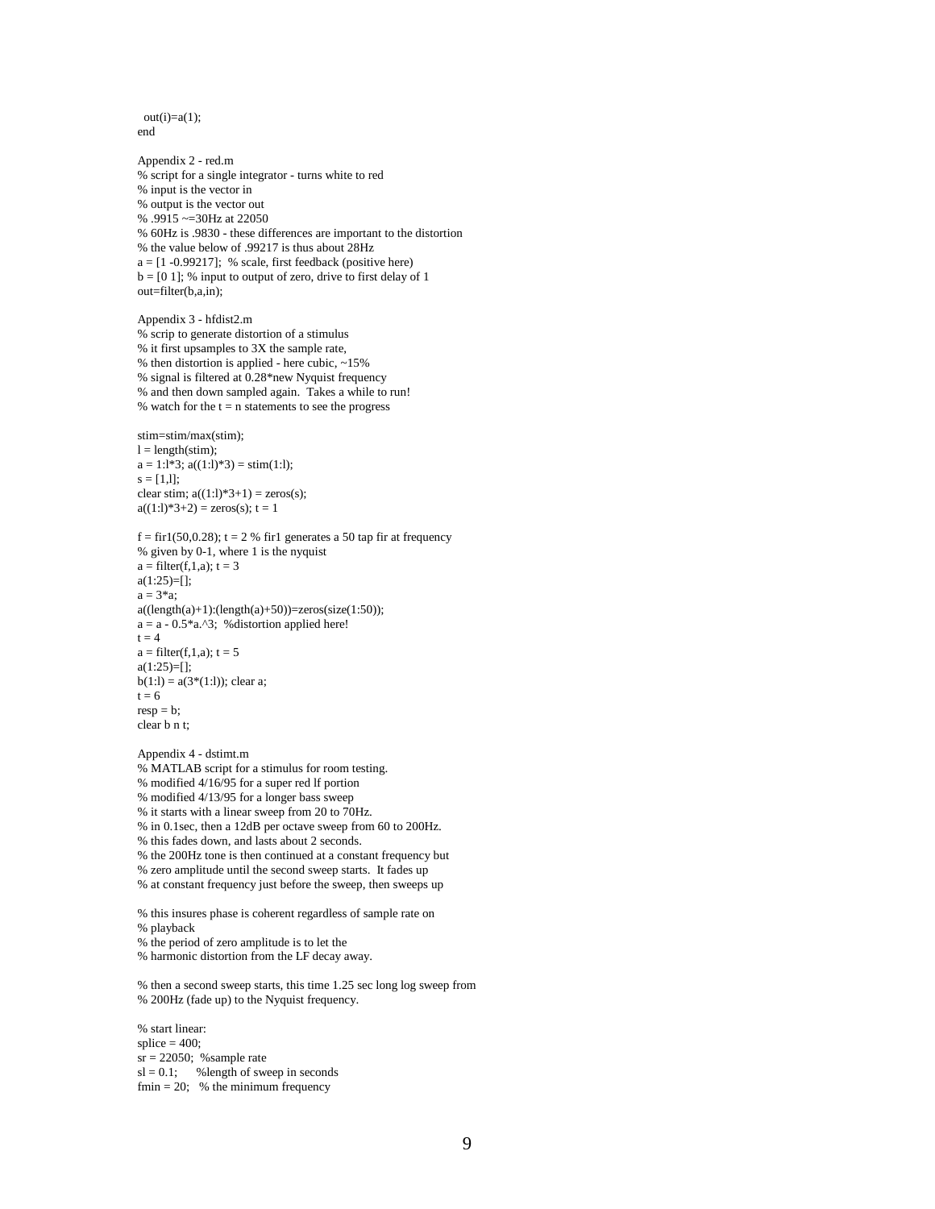```
  out(i)=a(1);
end
```

Appendix 2 - red.m

```
% script for a single integrator - turns white to red
% input is the vector in
% output is the vector out
% .9915 ~=30Hz at 22050
% 60Hz is .9830 - these differences are important to the distortion
% the value below of .99217 is thus about 28Hz
a = [1 -0.99217];  % scale, first feedback (positive here)
b = [0 1]; % input to output of zero, drive to first delay of 1
out=filter(b,a,in);
```

Appendix 3 - hfdist2.m

```
% scrip to generate distortion of a stimulus
% it first upsamples to 3X the sample rate,
% then distortion is applied - here cubic, ~15%
% signal is filtered at 0.28*new Nyquist frequency
% and then down sampled again.  Takes a while to run!
% watch for the t = n statements to see the progress

stim=stim/max(stim);
l = length(stim);
a = 1:l*3; a((1:l)*3) = stim(1:l);
s = [1,l];
clear stim; a((1:l)*3+1) = zeros(s);
a((1:l)*3+2) = zeros(s); t = 1

f = fir1(50,0.28); t = 2 % fir1 generates a 50 tap fir at frequency
% given by 0-1, where 1 is the nyquist
a = filter(f,1,a); t = 3
a(1:25)=[];
a = 3*a;
a((length(a)+1):(length(a)+50))=zeros(size(1:50));
a = a - 0.5*a.^3;  %distortion applied here!
t = 4
a = filter(f,1,a); t = 5
a(1:25)=[];
b(1:l) = a(3*(1:l)); clear a;
t = 6
resp = b;
clear b n t;
```

Appendix 4 - dstimt.m

```
% MATLAB script for a stimulus for room testing.
% modified 4/16/95 for a super red lf portion
% modified 4/13/95 for a longer bass sweep
% it starts with a linear sweep from 20 to 70Hz.
% in 0.1sec, then a 12dB per octave sweep from 60 to 200Hz.
% this fades down, and lasts about 2 seconds.
% the 200Hz tone is then continued at a constant frequency but
% zero amplitude until the second sweep starts.  It fades up
% at constant frequency just before the sweep, then sweeps up

% this insures phase is coherent regardless of sample rate on
% playback
% the period of zero amplitude is to let the
% harmonic distortion from the LF decay away.

% then a second sweep starts, this time 1.25 sec long log sweep from
% 200Hz (fade up) to the Nyquist frequency.

% start linear:
splice = 400;
sr = 22050;  %sample rate
sl = 0.1;      %length of sweep in seconds
fmin = 20;   % the minimum frequency
```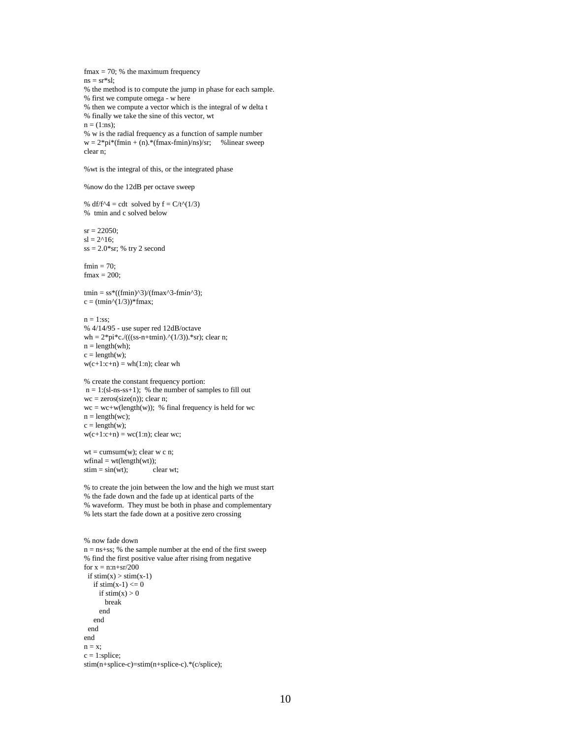```
fmax = 70; % the maximum frequency
ns = sr*sl;
% the method is to compute the jump in phase for each sample.
% first we compute omega - w here
% then we compute a vector which is the integral of w delta t
% finally we take the sine of this vector, wt
n = (1:ns);
% w is the radial frequency as a function of sample number
w = 2*pi*(fmin + (n).*(fmax-fmin)/ns)/sr;     %linear sweep
clear n;

%wt is the integral of this, or the integrated phase

%now do the 12dB per octave sweep

% df/f^4 = cdt  solved by f = C/t^(1/3)
%  tmin and c solved below

sr = 22050;
sl = 2^16;
ss = 2.0*sr; % try 2 second

fmin = 70;
fmax = 200;

tmin = ss*((fmin)^3)/(fmax^3-fmin^3);
c = (tmin^(1/3))*fmax;

n = 1:ss;
% 4/14/95 - use super red 12dB/octave
wh = 2*pi*c./((((ss-n+tmin).^(1/3)).*sr); clear n;
n = length(wh);
c = length(w);
w(c+1:c+n) = wh(1:n); clear wh

% create the constant frequency portion:
 n = 1:(sl-ns-ss+1);  % the number of samples to fill out
wc = zeros(size(n)); clear n;
wc = wc+w(length(w));  % final frequency is held for wc
n = length(wc);
c = length(w);
w(c+1:c+n) = wc(1:n); clear wc;

wt = cumsum(w); clear w c n;
wfinal = wt(length(wt));
stim = sin(wt);            clear wt;

% to create the join between the low and the high we must start
% the fade down and the fade up at identical parts of the
% waveform.  They must be both in phase and complementary
% lets start the fade down at a positive zero crossing


% now fade down
n = ns+ss; % the sample number at the end of the first sweep
% find the first positive value after rising from negative
for x = n:n+sr/200
  if stim(x) > stim(x-1)
    if stim(x-1) <= 0
      if stim(x) > 0
        break
      end
    end
  end
end
n = x;
c = 1:splice;
stim(n+splice-c)=stim(n+splice-c).*(c/splice);
```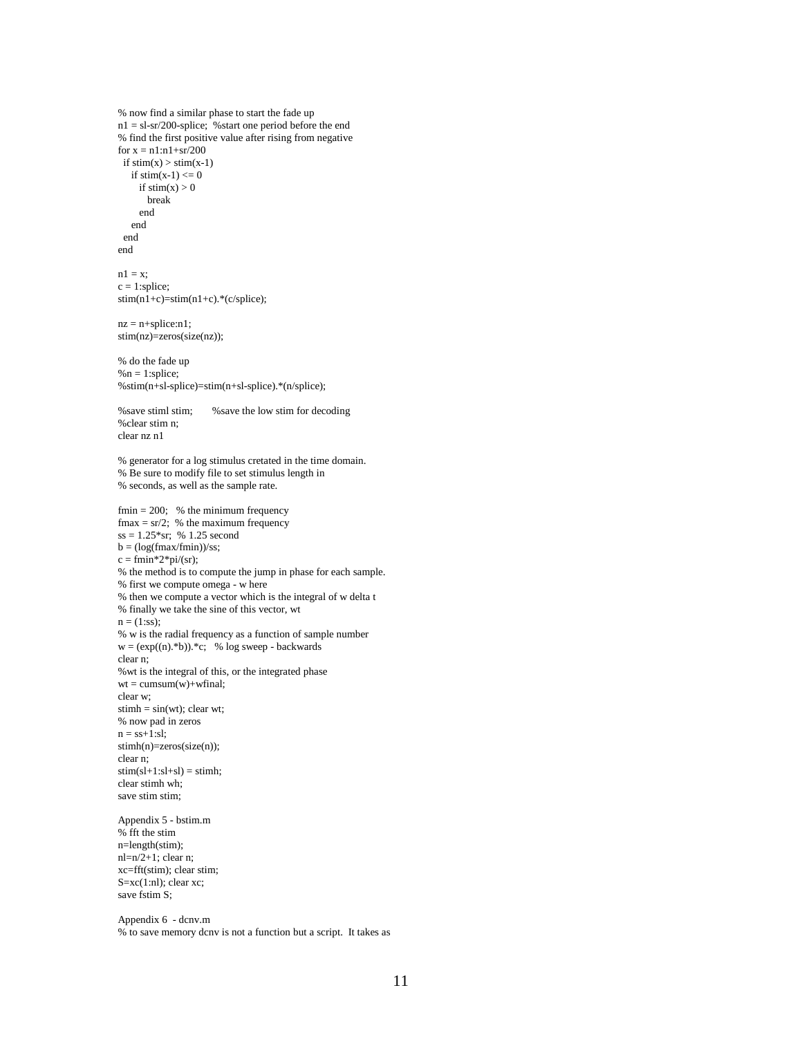```
% now find a similar phase to start the fade up
n1 = sl-sr/200-splice;  %start one period before the end
% find the first positive value after rising from negative
for x = n1:n1+sr/200
  if stim(x) > stim(x-1)
    if stim(x-1) <= 0
      if stim(x) > 0
        break
      end
    end
  end
end

n1 = x;
c = 1:splice;
stim(n1+c)=stim(n1+c).*(c/splice);

nz = n+splice:n1;
stim(nz)=zeros(size(nz));

% do the fade up
%n = 1:splice;
%stim(n+sl-splice)=stim(n+sl-splice).*(n/splice);

%save stiml stim;       %save the low stim for decoding
%clear stim n;
clear nz n1

% generator for a log stimulus cretated in the time domain.
% Be sure to modify file to set stimulus length in
% seconds, as well as the sample rate.

fmin = 200;   % the minimum frequency
fmax = sr/2;  % the maximum frequency
ss = 1.25*sr;  % 1.25 second
b = (log(fmax/fmin))/ss;
c = fmin*2*pi/(sr);
% the method is to compute the jump in phase for each sample.
% first we compute omega - w here
% then we compute a vector which is the integral of w delta t
% finally we take the sine of this vector, wt
n = (1:ss);
% w is the radial frequency as a function of sample number
w = (exp((n).*b)).*c;   % log sweep - backwards
clear n;
%wt is the integral of this, or the integrated phase
wt = cumsum(w)+wfinal;
clear w;
stimh = sin(wt); clear wt;
% now pad in zeros
n = ss+1:sl;
stimh(n)=zeros(size(n));
clear n;
stim(sl+1:sl+sl) = stimh;
clear stimh wh;
save stim stim;
```

Appendix 5 - bstim.m

```
% fft the stim
n=length(stim);
nl=n/2+1; clear n;
xc=fft(stim); clear stim;
S=xc(1:nl); clear xc;
save fstim S;
```

Appendix 6 - dcnv.m

```
% to save memory dcnv is not a function but a script.  It takes as
```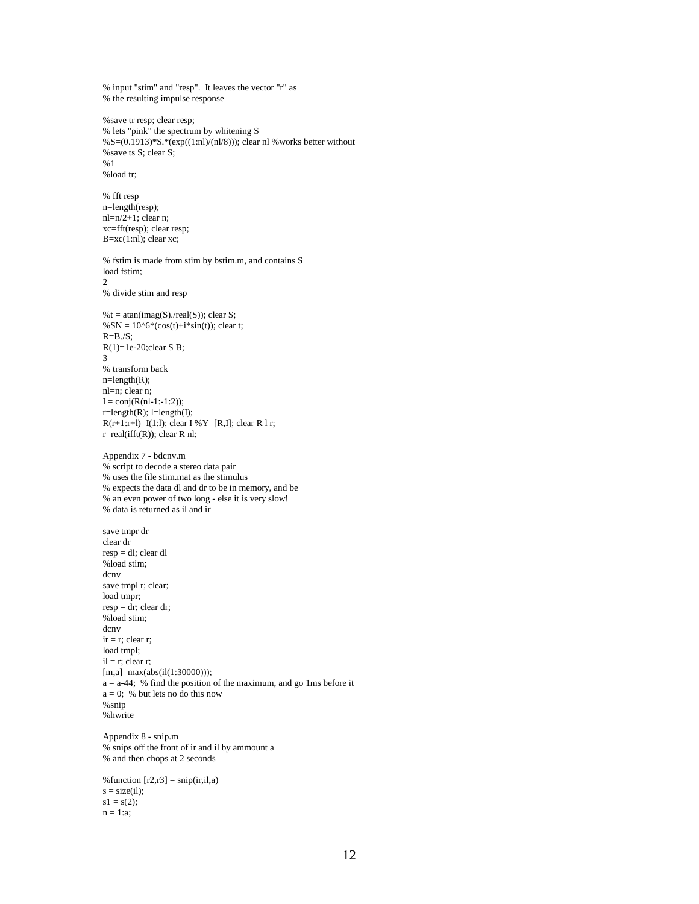```
% input "stim" and "resp".  It leaves the vector "r" as
% the resulting impulse response

%save tr resp; clear resp;
% lets "pink" the spectrum by whitening S
%S=(0.1913)*S.*(exp((1:nl)/(nl/8))); clear nl %works better without
%save ts S; clear S;
%1
%load tr;

% fft resp
n=length(resp);
nl=n/2+1; clear n;
xc=fft(resp); clear resp;
B=xc(1:nl); clear xc;

% fstim is made from stim by bstim.m, and contains S
load fstim;
2
% divide stim and resp

%t = atan(imag(S)./real(S)); clear S;
%SN = 10^6*(cos(t)+i*sin(t)); clear t;
R=B./S;
R(1)=1e-20;clear S B;
3
% transform back
n=length(R);
nl=n; clear n;
I = conj(R(nl-1:-1:2));
r=length(R); l=length(I);
R(r+1:r+l)=I(1:l); clear I %Y=[R,I]; clear R l r;
r=real(ifft(R)); clear R nl;
```

Appendix 7 - bdcnv.m

```
% script to decode a stereo data pair
% uses the file stim.mat as the stimulus
% expects the data dl and dr to be in memory, and be
% an even power of two long - else it is very slow!
% data is returned as il and ir

save tmpr dr
clear dr
resp = dl; clear dl
%load stim;
dcnv
save tmpl r; clear;
load tmpr;
resp = dr; clear dr;
%load stim;
dcnv
ir = r; clear r;
load tmpl;
il = r; clear r;
[m,a]=max(abs(il(1:30000)));
a = a-44;  % find the position of the maximum, and go 1ms before it
a = 0;  % but lets no do this now
%snip
%hwrite
```

Appendix 8 - snip.m

```
% snips off the front of ir and il by ammount a
% and then chops at 2 seconds

%function [r2,r3] = snip(ir,il,a)
s = size(il);
s1 = s(2);
n = 1:a;
```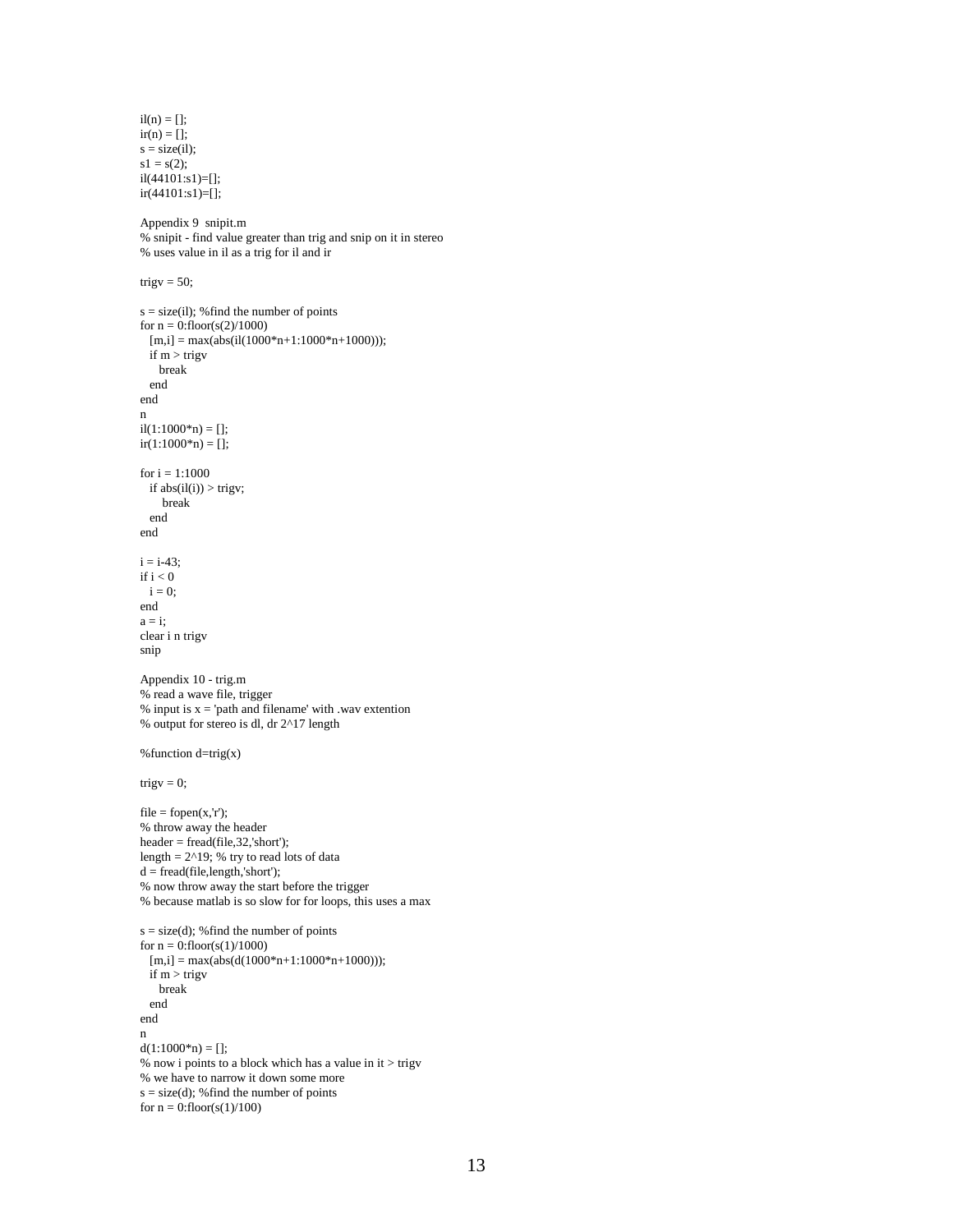```
il(n) = [];
ir(n) = [];
s = size(il);
s1 = s(2);
il(44101:s1)=[];
ir(44101:s1)=[];
```

Appendix 9 snipit.m

```
% snipit - find value greater than trig and snip on it in stereo
% uses value in il as a trig for il and ir

trigv = 50;

s = size(il); %find the number of points
for n = 0:floor(s(2)/1000)
   [m,i] = max(abs(il(1000*n+1:1000*n+1000)));
   if m > trigv
      break
   end
end
n
il(1:1000*n) = [];
ir(1:1000*n) = [];

for i = 1:1000
   if abs(il(i)) > trigv;
       break
   end
end

i = i-43;
if i < 0
   i = 0;
end
a = i;
clear i n trigv
snip
```

Appendix 10 - trig.m

```
% read a wave file, trigger
% input is x = 'path and filename' with .wav extention
% output for stereo is dl, dr 2^17 length

%function d=trig(x)

trigv = 0;

file = fopen(x,'r');
% throw away the header
header = fread(file,32,'short');
length = 2^19; % try to read lots of data
d = fread(file,length,'short');
% now throw away the start before the trigger
% because matlab is so slow for for loops, this uses a max

s = size(d); %find the number of points
for n = 0:floor(s(1)/1000)
   [m,i] = max(abs(d(1000*n+1:1000*n+1000)));
   if m > trigv
      break
   end
end
n
d(1:1000*n) = [];
% now i points to a block which has a value in it > trigv
% we have to narrow it down some more
s = size(d); %find the number of points
for n = 0:floor(s(1)/100)
```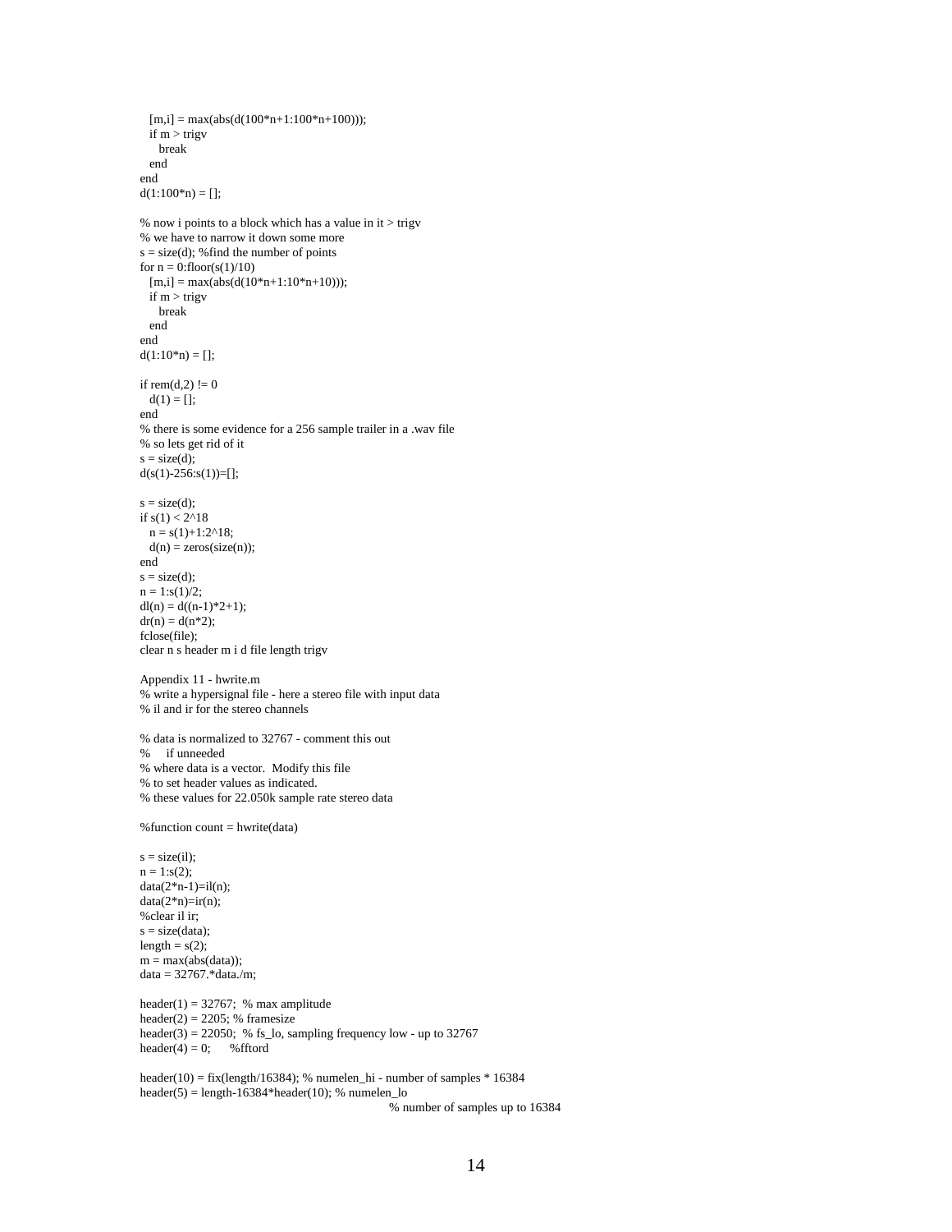```
   [m,i] = max(abs(d(100*n+1:100*n+100)));
   if m > trigv
      break
   end
end
d(1:100*n) = [];

% now i points to a block which has a value in it > trigv
% we have to narrow it down some more
s = size(d); %find the number of points
for n = 0:floor(s(1)/10)
   [m,i] = max(abs(d(10*n+1:10*n+10)));
   if m > trigv
      break
   end
end
d(1:10*n) = [];

if rem(d,2) != 0
   d(1) = [];
end
% there is some evidence for a 256 sample trailer in a .wav file
% so lets get rid of it
s = size(d);
d(s(1)-256:s(1))=[];

s = size(d);
if s(1) < 2^18
   n = s(1)+1:2^18;
   d(n) = zeros(size(n));
end
s = size(d);
n = 1:s(1)/2;
dl(n) = d((n-1)*2+1);
dr(n) = d(n*2);
fclose(file);
clear n s header m i d file length trigv
```

Appendix 11 - hwrite.m

```
% write a hypersignal file - here a stereo file with input data
% il and ir for the stereo channels

% data is normalized to 32767 - comment this out
%     if unneeded
% where data is a vector.  Modify this file
% to set header values as indicated.
% these values for 22.050k sample rate stereo data

%function count = hwrite(data)

s = size(il);
n = 1:s(2);
data(2*n-1)=il(n);
data(2*n)=ir(n);
%clear il ir;
s = size(data);
length = s(2);
m = max(abs(data));
data = 32767.*data./m;

header(1) = 32767;  % max amplitude
header(2) = 2205; % framesize
header(3) = 22050;  % fs_lo, sampling frequency low - up to 32767
header(4) = 0;      %fftord

header(10) = fix(length/16384); % numelen_hi - number of samples * 16384
header(5) = length-16384*header(10); % numelen_lo
                                        % number of samples up to 16384
```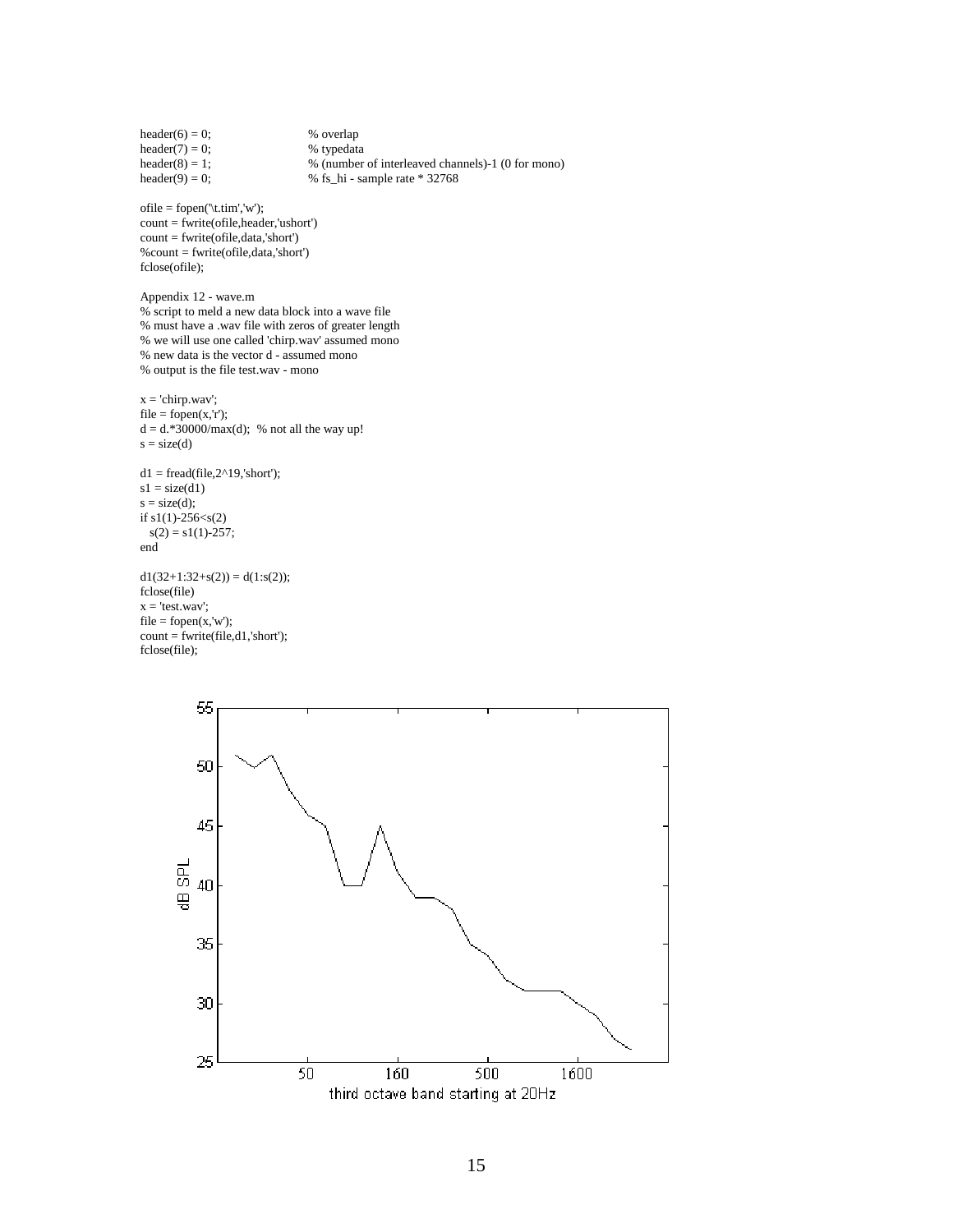```
header(6) = 0;                    % overlap
header(7) = 0;                    % typedata
header(8) = 1;                    % (number of interleaved channels)-1 (0 for mono)
header(9) = 0;                    % fs_hi - sample rate * 32768

ofile = fopen('\t.tim','w');
count = fwrite(ofile,header,'ushort')
count = fwrite(ofile,data,'short')
%count = fwrite(ofile,data,'short')
fclose(ofile);
```

Appendix 12 - wave.m

```
% script to meld a new data block into a wave file
% must have a .wav file with zeros of greater length
% we will use one called 'chirp.wav' assumed mono
% new data is the vector d - assumed mono
% output is the file test.wav - mono

x = 'chirp.wav';
file = fopen(x,'r');
d = d.*30000/max(d);  % not all the way up!
s = size(d)

d1 = fread(file,2^19,'short');
s1 = size(d1)
s = size(d);
if s1(1)-256<s(2)
   s(2) = s1(1)-257;
end

d1(32+1:32+s(2)) = d(1:s(2));
fclose(file)
x = 'test.wav';
file = fopen(x,'w');
count = fwrite(file,d1,'short');
fclose(file);
```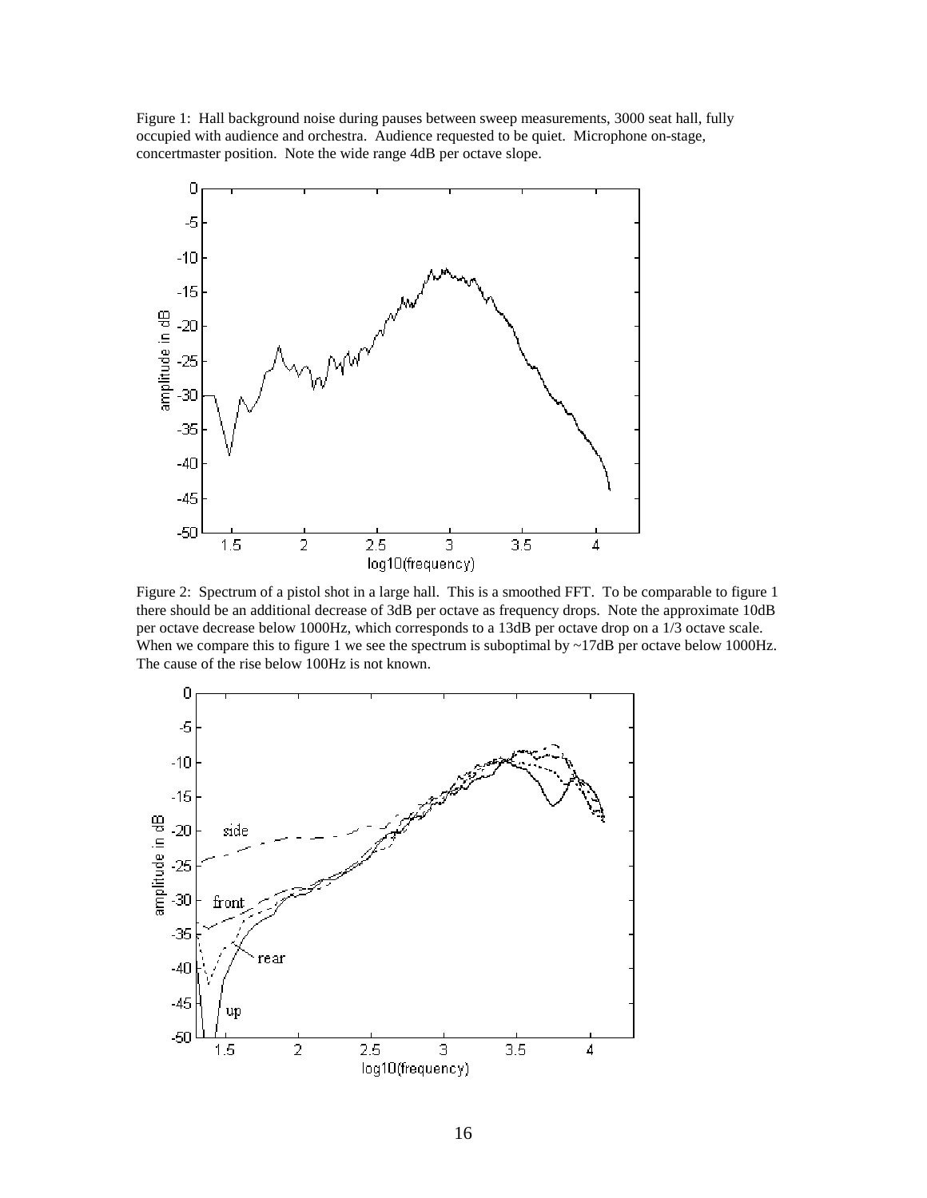Figure 1: Hall background noise during pauses between sweep measurements, 3000 seat hall, fully occupied with audience and orchestra. Audience requested to be quiet. Microphone on-stage, concertmaster position. Note the wide range 4dB per octave slope.

Figure 2: Spectrum of a pistol shot in a large hall. This is a smoothed FFT. To be comparable to figure 1 there should be an additional decrease of 3dB per octave as frequency drops. Note the approximate 10dB per octave decrease below 1000Hz, which corresponds to a 13dB per octave drop on a 1/3 octave scale. When we compare this to figure 1 we see the spectrum is suboptimal by ~17dB per octave below 1000Hz. The cause of the rise below 100Hz is not known.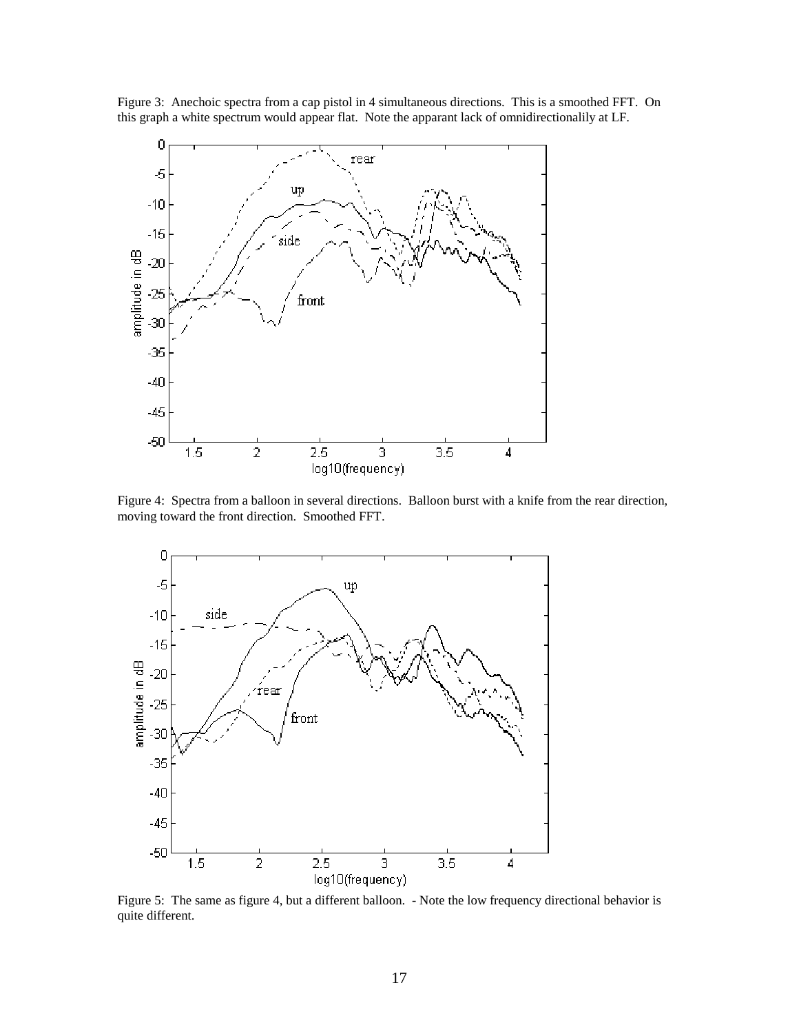Figure 3: Anechoic spectra from a cap pistol in 4 simultaneous directions. This is a smoothed FFT. On this graph a white spectrum would appear flat. Note the apparant lack of omnidirectionalily at LF.

Figure 4: Spectra from a balloon in several directions. Balloon burst with a knife from the rear direction, moving toward the front direction. Smoothed FFT.

Figure 5: The same as figure 4, but a different balloon. - Note the low frequency directional behavior is quite different.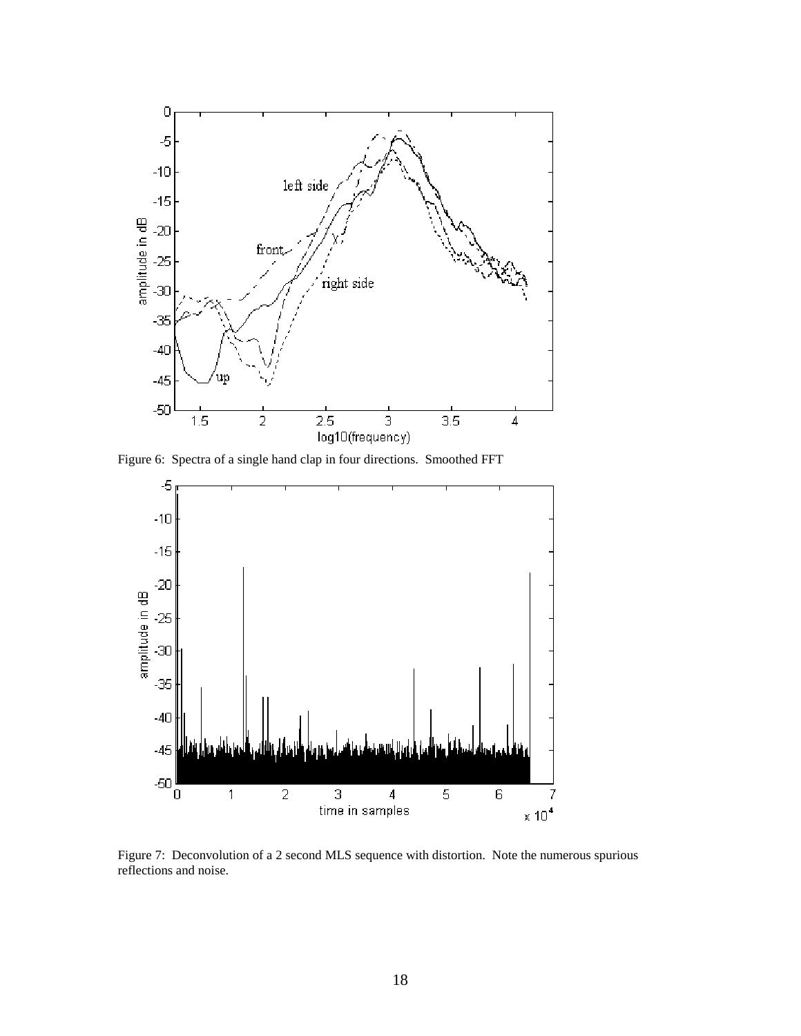Figure 6: Spectra of a single hand clap in four directions. Smoothed FFT

Figure 7: Deconvolution of a 2 second MLS sequence with distortion. Note the numerous spurious reflections and noise.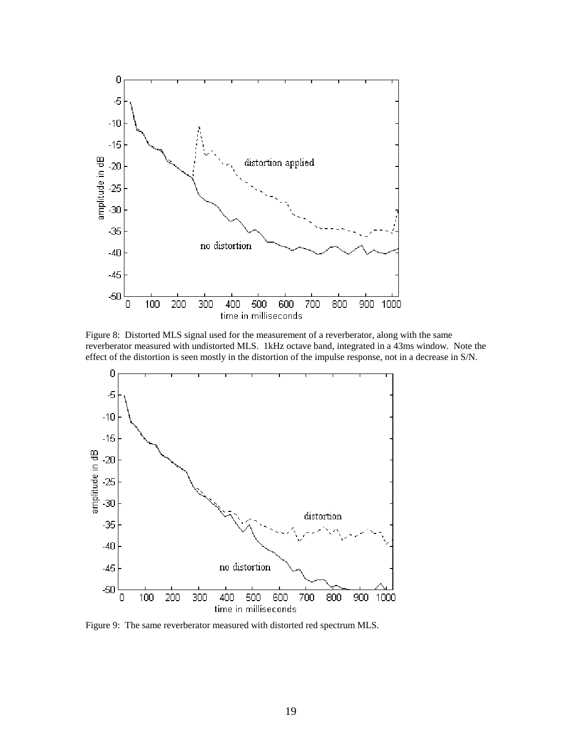Figure 8: Distorted MLS signal used for the measurement of a reverberator, along with the same reverberator measured with undistorted MLS. 1kHz octave band, integrated in a 43ms window. Note the effect of the distortion is seen mostly in the distortion of the impulse response, not in a decrease in S/N.

Figure 9: The same reverberator measured with distorted red spectrum MLS.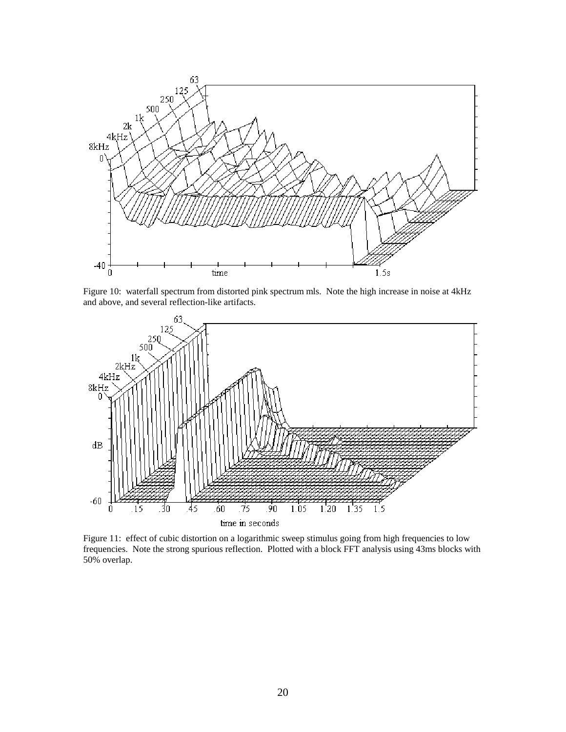Figure 10: waterfall spectrum from distorted pink spectrum mls. Note the high increase in noise at 4kHz and above, and several reflection-like artifacts.

Figure 11: effect of cubic distortion on a logarithmic sweep stimulus going from high frequencies to low frequencies. Note the strong spurious reflection. Plotted with a block FFT analysis using 43ms blocks with 50% overlap.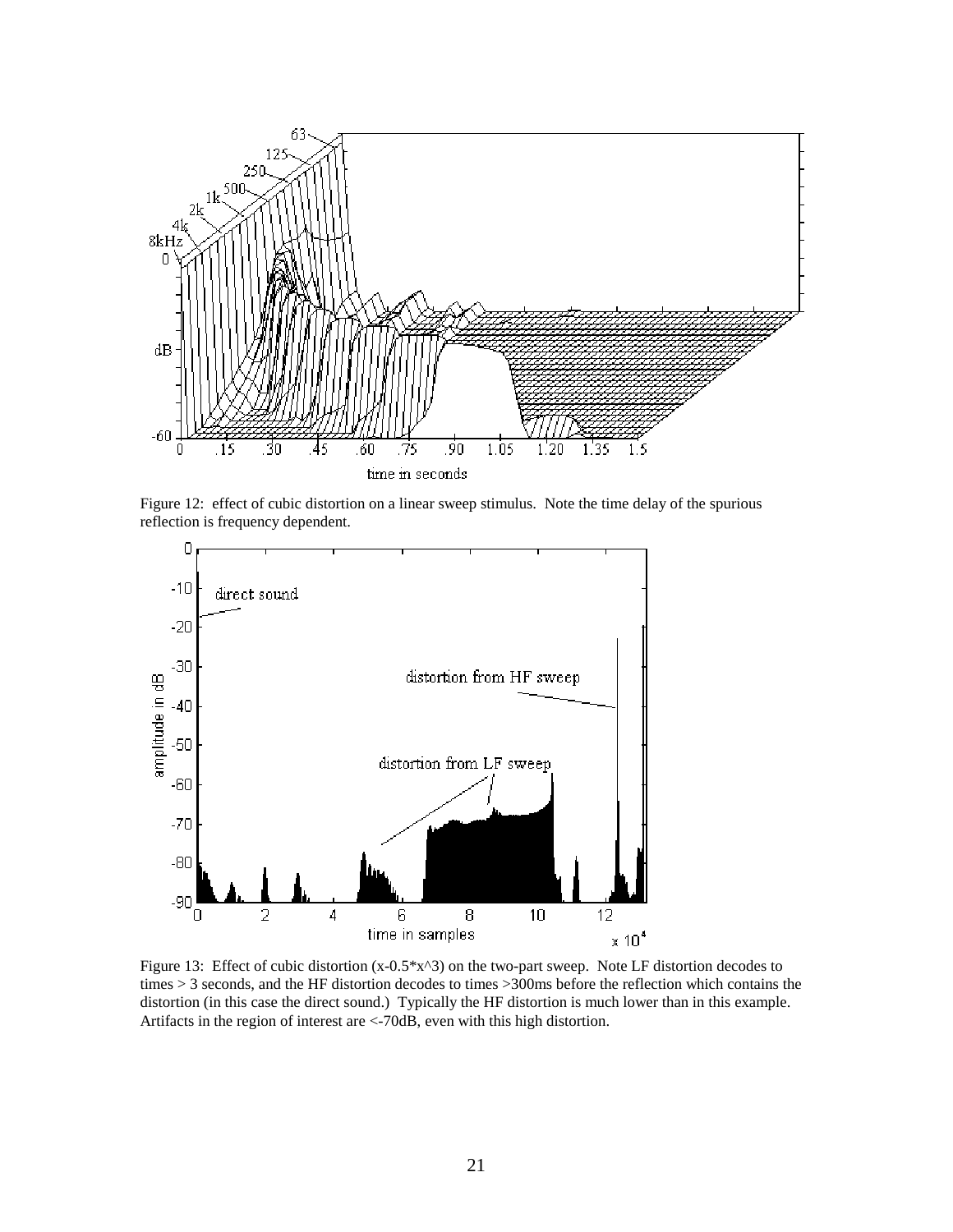Figure 12: effect of cubic distortion on a linear sweep stimulus. Note the time delay of the spurious reflection is frequency dependent.

Figure 13: Effect of cubic distortion (x-0.5*x^3) on the two-part sweep. Note LF distortion decodes to times > 3 seconds, and the HF distortion decodes to times >300ms before the reflection which contains the distortion (in this case the direct sound.) Typically the HF distortion is much lower than in this example. Artifacts in the region of interest are <-70dB, even with this high distortion.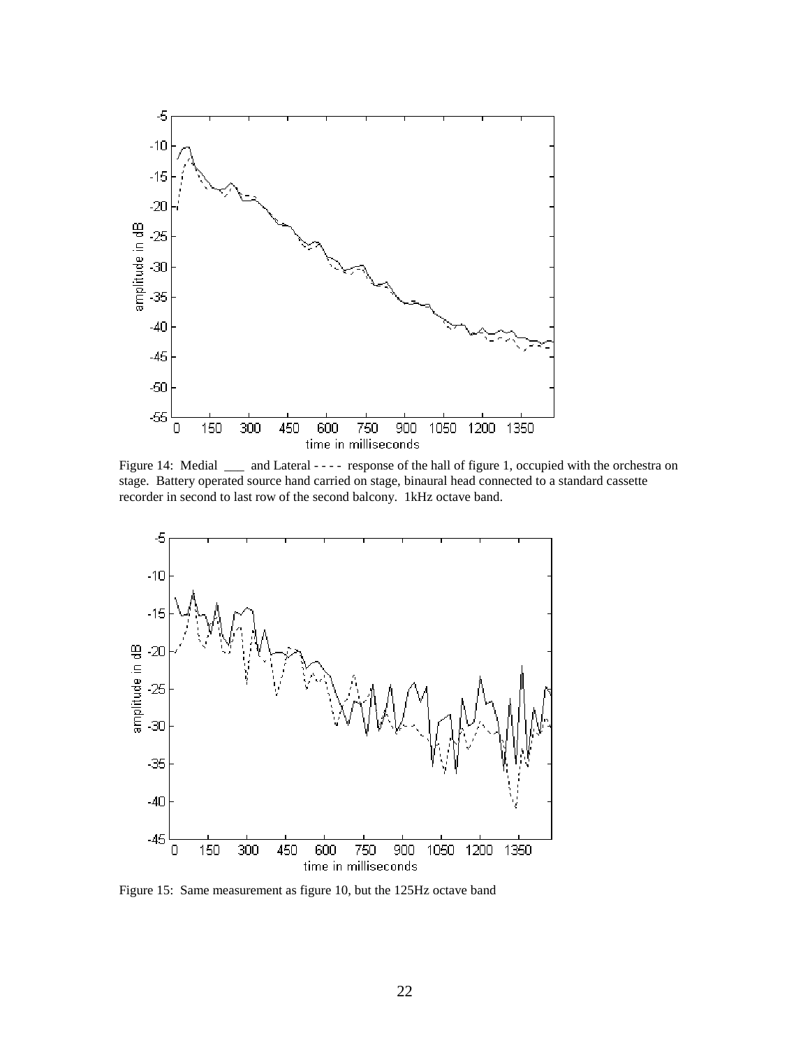Figure 14: Medial \_\_\_ and Lateral - - - - response of the hall of figure 1, occupied with the orchestra on stage. Battery operated source hand carried on stage, binaural head connected to a standard cassette recorder in second to last row of the second balcony. 1kHz octave band.

Figure 15: Same measurement as figure 10, but the 125Hz octave band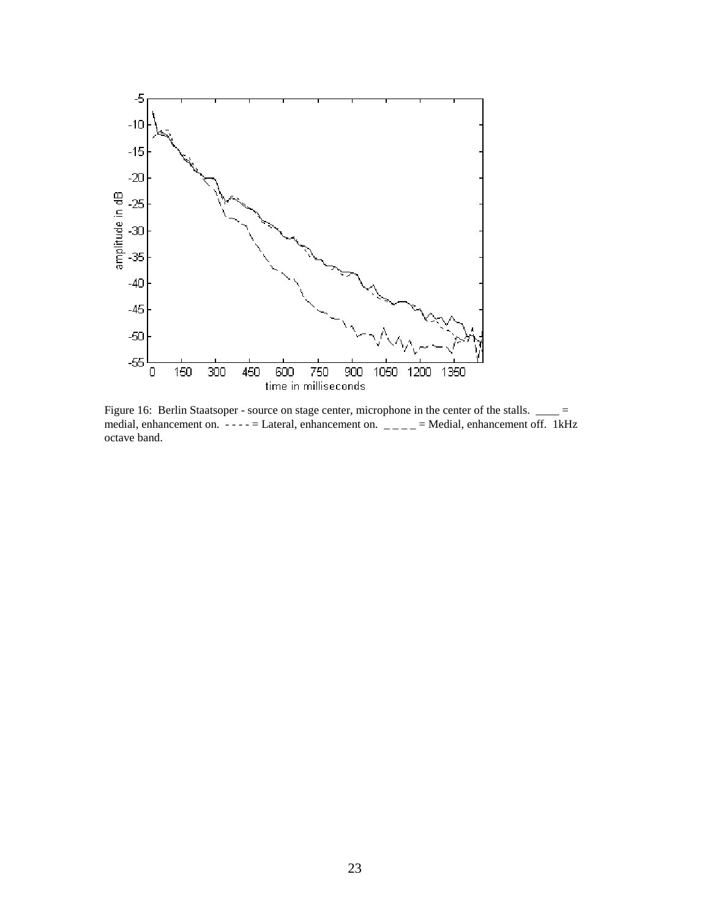-5
-10
-15
-20
-25
-30
-35
-40
-45
-50
-55

amplitude in dB

0 150 300 450 600 750 900 1050 1200 1350

time in milliseconds

Figure 16: Berlin Staatsoper - source on stage center, microphone in the center of the stalls. ____ = medial, enhancement on. - - - - = Lateral, enhancement on. _ _ _ _ = Medial, enhancement off. 1kHz octave band.